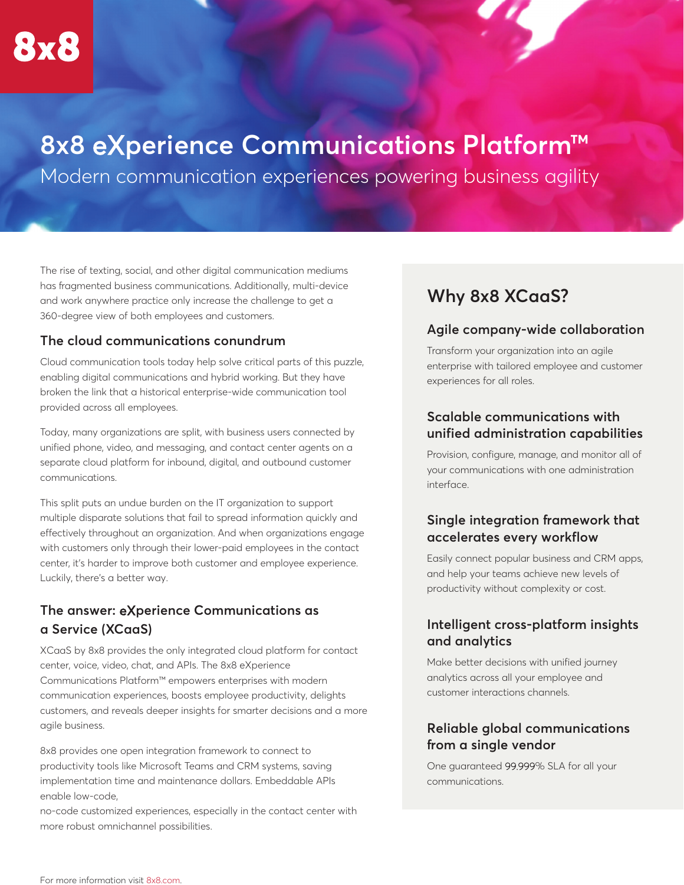8x8

# 8x8 eXperience Communications Platform™

Modern communication experiences powering business agility

The rise of texting, social, and other digital communication mediums has fragmented business communications. Additionally, multi-device and work anywhere practice only increase the challenge to get a 360-degree view of both employees and customers.

### The cloud communications conundrum

Cloud communication tools today help solve critical parts of this puzzle, enabling digital communications and hybrid working. But they have broken the link that a historical enterprise-wide communication tool provided across all employees.

Today, many organizations are split, with business users connected by unified phone, video, and messaging, and contact center agents on a separate cloud platform for inbound, digital, and outbound customer communications.

This split puts an undue burden on the IT organization to support multiple disparate solutions that fail to spread information quickly and effectively throughout an organization. And when organizations engage with customers only through their lower-paid employees in the contact center, it's harder to improve both customer and employee experience. Luckily, there's a better way.

### The answer: eXperience Communications as a Service (XCaaS)

XCaaS by 8x8 provides the only integrated cloud platform for contact center, voice, video, chat, and APIs. The 8x8 eXperience Communications Platform™ empowers enterprises with modern communication experiences, boosts employee productivity, delights customers, and reveals deeper insights for smarter decisions and a more agile business.

8x8 provides one open integration framework to connect to productivity tools like Microsoft Teams and CRM systems, saving implementation time and maintenance dollars. Embeddable APIs enable low-code,
no-code customized experiences, especially in the contact center with more robust omnichannel possibilities.

## Why 8x8 XCaaS?

### Agile company-wide collaboration

Transform your organization into an agile enterprise with tailored employee and customer experiences for all roles.

### Scalable communications with unified administration capabilities

Provision, configure, manage, and monitor all of your communications with one administration interface.

### Single integration framework that accelerates every workflow

Easily connect popular business and CRM apps, and help your teams achieve new levels of productivity without complexity or cost.

### Intelligent cross-platform insights and analytics

Make better decisions with unified journey analytics across all your employee and customer interactions channels.

### Reliable global communications from a single vendor

One guaranteed 99.999% SLA for all your communications.

For more information visit 8x8.com.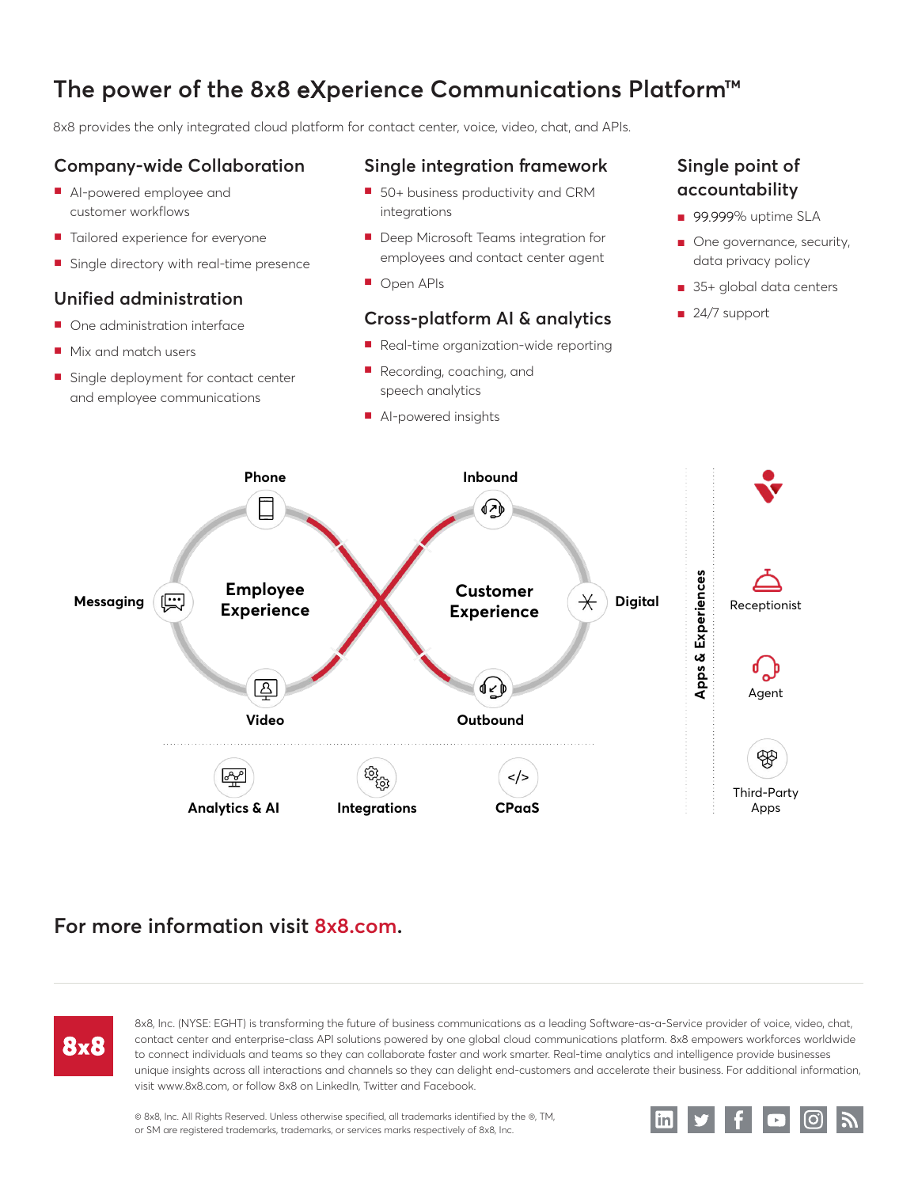# The power of the 8x8 eXperience Communications Platform™

8x8 provides the only integrated cloud platform for contact center, voice, video, chat, and APIs.

## Company-wide Collaboration

- AI-powered employee and customer workflows
- Tailored experience for everyone
- Single directory with real-time presence

## Unified administration

- One administration interface
- Mix and match users
- Single deployment for contact center and employee communications

## Single integration framework

- 50+ business productivity and CRM integrations
- Deep Microsoft Teams integration for employees and contact center agent
- Open APIs

## Cross-platform AI & analytics

- Real-time organization-wide reporting
- Recording, coaching, and speech analytics
- AI-powered insights

## Single point of accountability

- 99.999% uptime SLA
- One governance, security, data privacy policy
- 35+ global data centers
- 24/7 support

Phone

Messaging

Employee Experience

Video

Inbound

Customer Experience

Digital

Outbound

Analytics & AI

Integrations

CPaaS

Apps & Experiences

Receptionist

Agent

Third-Party Apps

For more information visit 8x8.com.

8x8

8x8, Inc. (NYSE: EGHT) is transforming the future of business communications as a leading Software-as-a-Service provider of voice, video, chat, contact center and enterprise-class API solutions powered by one global cloud communications platform. 8x8 empowers workforces worldwide to connect individuals and teams so they can collaborate faster and work smarter. Real-time analytics and intelligence provide businesses unique insights across all interactions and channels so they can delight end-customers and accelerate their business. For additional information, visit www.8x8.com, or follow 8x8 on LinkedIn, Twitter and Facebook.

© 8x8, Inc. All Rights Reserved. Unless otherwise specified, all trademarks identified by the ®, TM, or SM are registered trademarks, trademarks, or services marks respectively of 8x8, Inc.